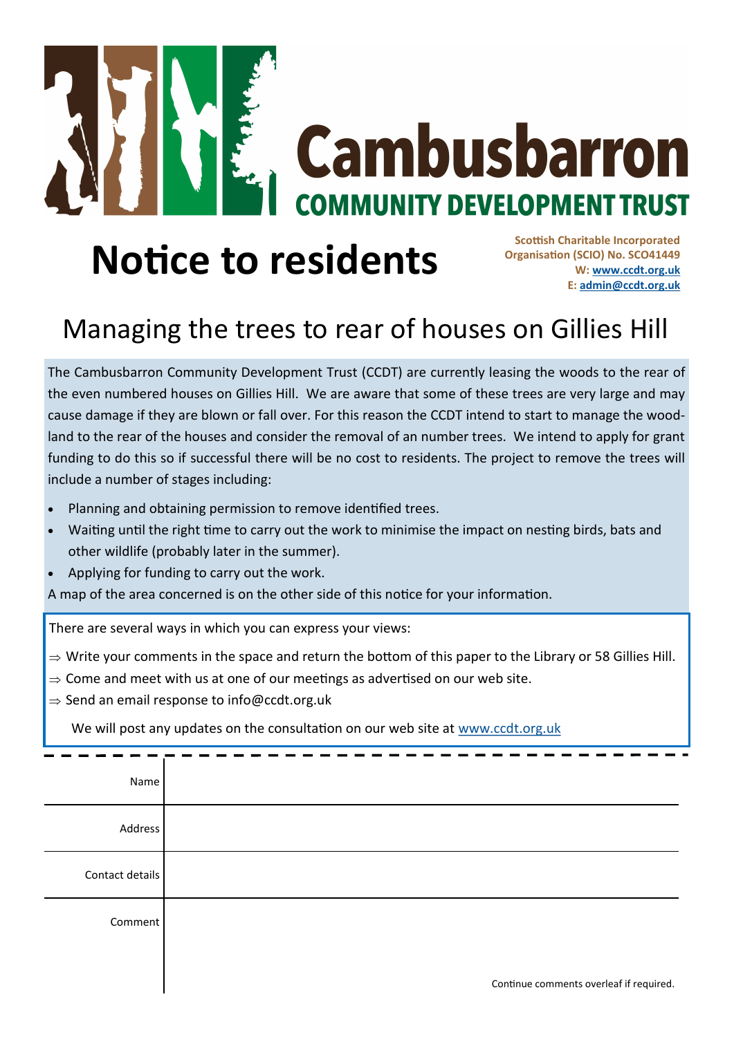# Cambusbarron

## COMMUNITY DEVELOPMENT TRUST

# Notice to residents

**Scottish Charitable Incorporated Organisation (SCIO) No. SCO41449**
**W: www.ccdt.org.uk**
**E: admin@ccdt.org.uk**

## Managing the trees to rear of houses on Gillies Hill

The Cambusbarron Community Development Trust (CCDT) are currently leasing the woods to the rear of the even numbered houses on Gillies Hill. We are aware that some of these trees are very large and may cause damage if they are blown or fall over. For this reason the CCDT intend to start to manage the woodland to the rear of the houses and consider the removal of an number trees. We intend to apply for grant funding to do this so if successful there will be no cost to residents. The project to remove the trees will include a number of stages including:

- Planning and obtaining permission to remove identified trees.
- Waiting until the right time to carry out the work to minimise the impact on nesting birds, bats and other wildlife (probably later in the summer).
- Applying for funding to carry out the work.

A map of the area concerned is on the other side of this notice for your information.

There are several ways in which you can express your views:

- ⇒ Write your comments in the space and return the bottom of this paper to the Library or 58 Gillies Hill.
- ⇒ Come and meet with us at one of our meetings as advertised on our web site.
- ⇒ Send an email response to info@ccdt.org.uk

We will post any updates on the consultation on our web site at www.ccdt.org.uk

---

| | |
|---|---|
| Name | |
| Address | |
| Contact details | |
| Comment | |

Continue comments overleaf if required.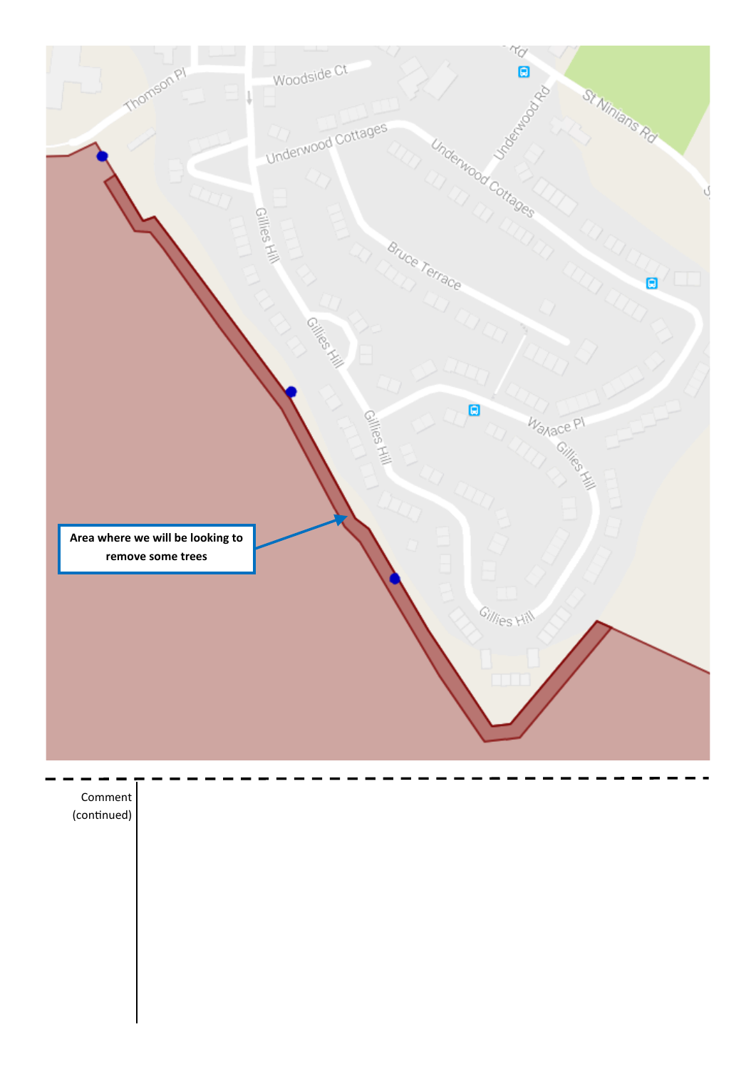Thomson Pl

Woodside Ct

Underwood Cottages

Underwood Rd

St Ninians Rd

Gillies Hill

Bruce Terrace

Wallace Pl

Area where we will be looking to remove some trees

Comment (continued)